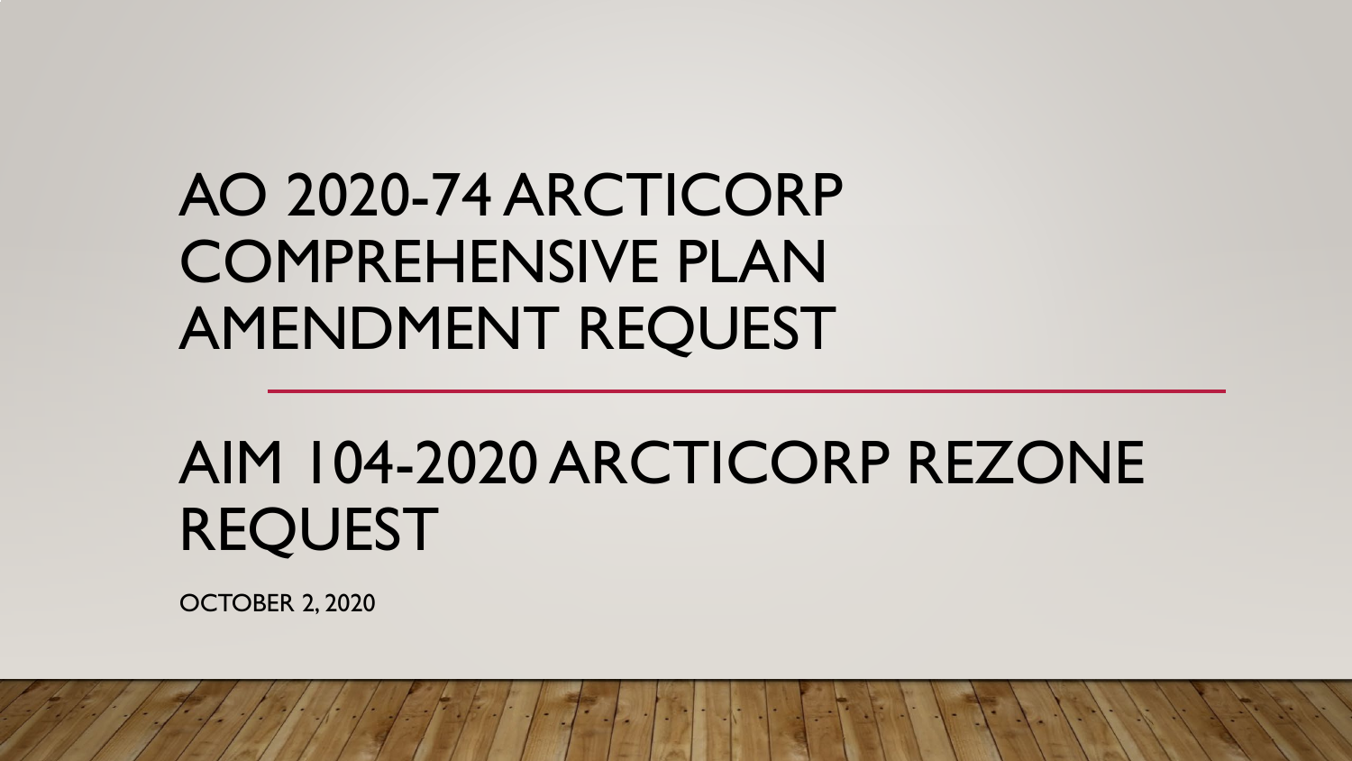# AO 2020-74 ARCTICORP COMPREHENSIVE PLAN AMENDMENT REQUEST

# AIM 104-2020 ARCTICORP REZONE REQUEST

OCTOBER 2, 2020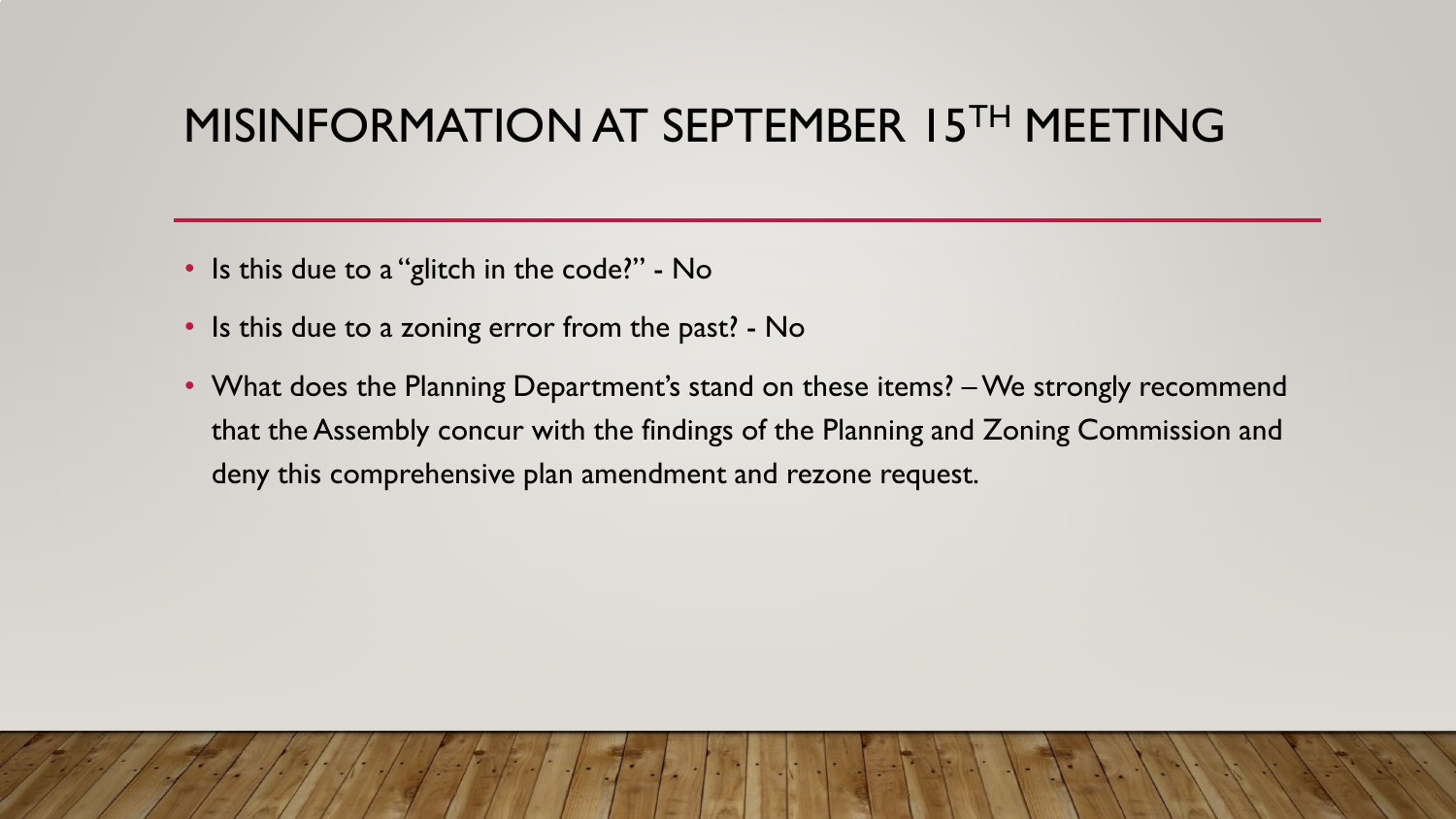# MISINFORMATION AT SEPTEMBER 15TH MEETING

- Is this due to a "glitch in the code?" - No
- Is this due to a zoning error from the past? - No
- What does the Planning Department's stand on these items? – We strongly recommend that the Assembly concur with the findings of the Planning and Zoning Commission and deny this comprehensive plan amendment and rezone request.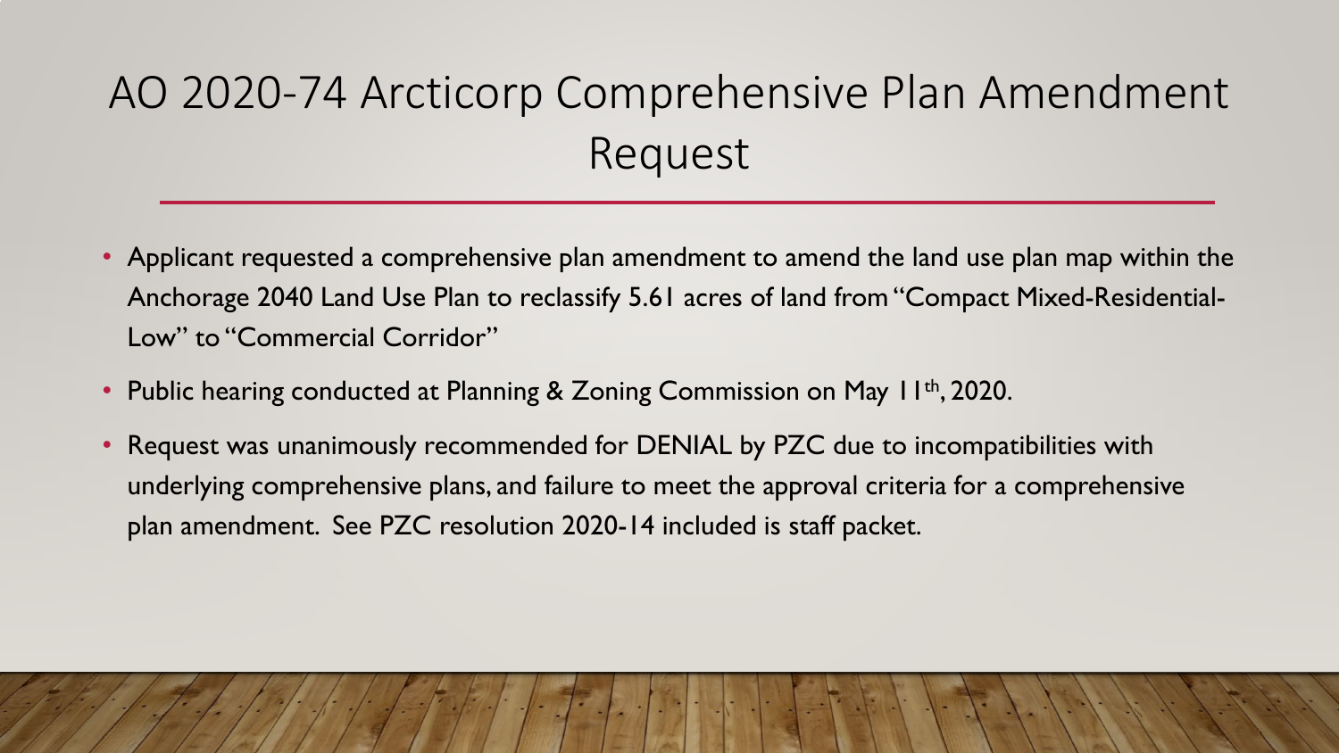# AO 2020-74 Arcticorp Comprehensive Plan Amendment Request

- Applicant requested a comprehensive plan amendment to amend the land use plan map within the Anchorage 2040 Land Use Plan to reclassify 5.61 acres of land from "Compact Mixed-Residential-Low" to "Commercial Corridor"
- Public hearing conducted at Planning & Zoning Commission on May 11th, 2020.
- Request was unanimously recommended for DENIAL by PZC due to incompatibilities with underlying comprehensive plans, and failure to meet the approval criteria for a comprehensive plan amendment. See PZC resolution 2020-14 included is staff packet.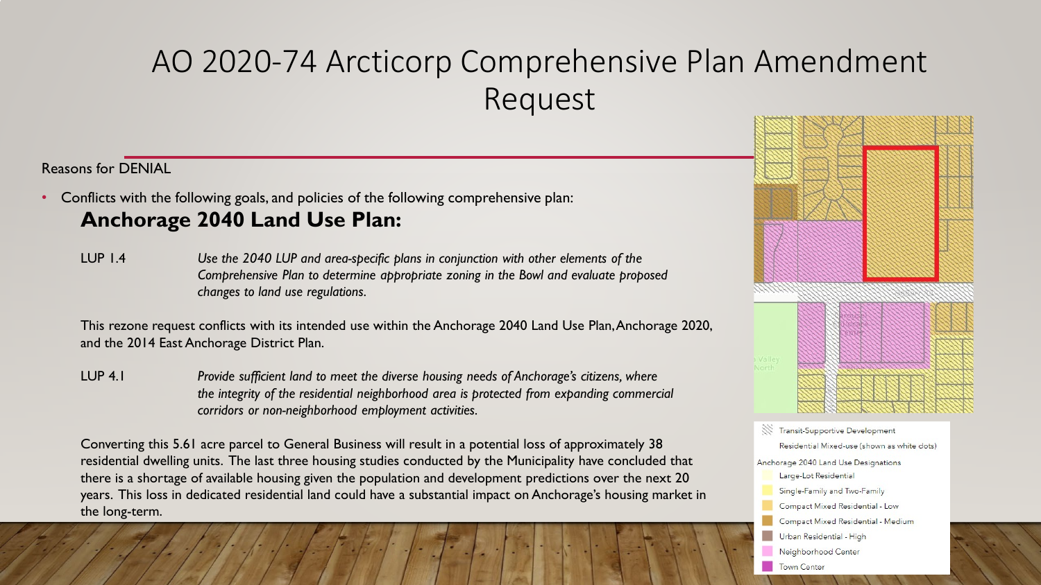# AO 2020-74 Arcticorp Comprehensive Plan Amendment Request

Reasons for DENIAL

- Conflicts with the following goals, and policies of the following comprehensive plan:

## Anchorage 2040 Land Use Plan:

LUP 1.4 *Use the 2040 LUP and area-specific plans in conjunction with other elements of the Comprehensive Plan to determine appropriate zoning in the Bowl and evaluate proposed changes to land use regulations.*

This rezone request conflicts with its intended use within the Anchorage 2040 Land Use Plan, Anchorage 2020, and the 2014 East Anchorage District Plan.

LUP 4.1 *Provide sufficient land to meet the diverse housing needs of Anchorage's citizens, where the integrity of the residential neighborhood area is protected from expanding commercial corridors or non-neighborhood employment activities.*

Converting this 5.61 acre parcel to General Business will result in a potential loss of approximately 38 residential dwelling units. The last three housing studies conducted by the Municipality have concluded that there is a shortage of available housing given the population and development predictions over the next 20 years. This loss in dedicated residential land could have a substantial impact on Anchorage's housing market in the long-term.

Transit-Supportive Development

Residential Mixed-use (shown as white dots)

Anchorage 2040 Land Use Designations

- Large-Lot Residential
- Single-Family and Two-Family
- Compact Mixed Residential - Low
- Compact Mixed Residential - Medium
- Urban Residential - High
- Neighborhood Center
- Town Center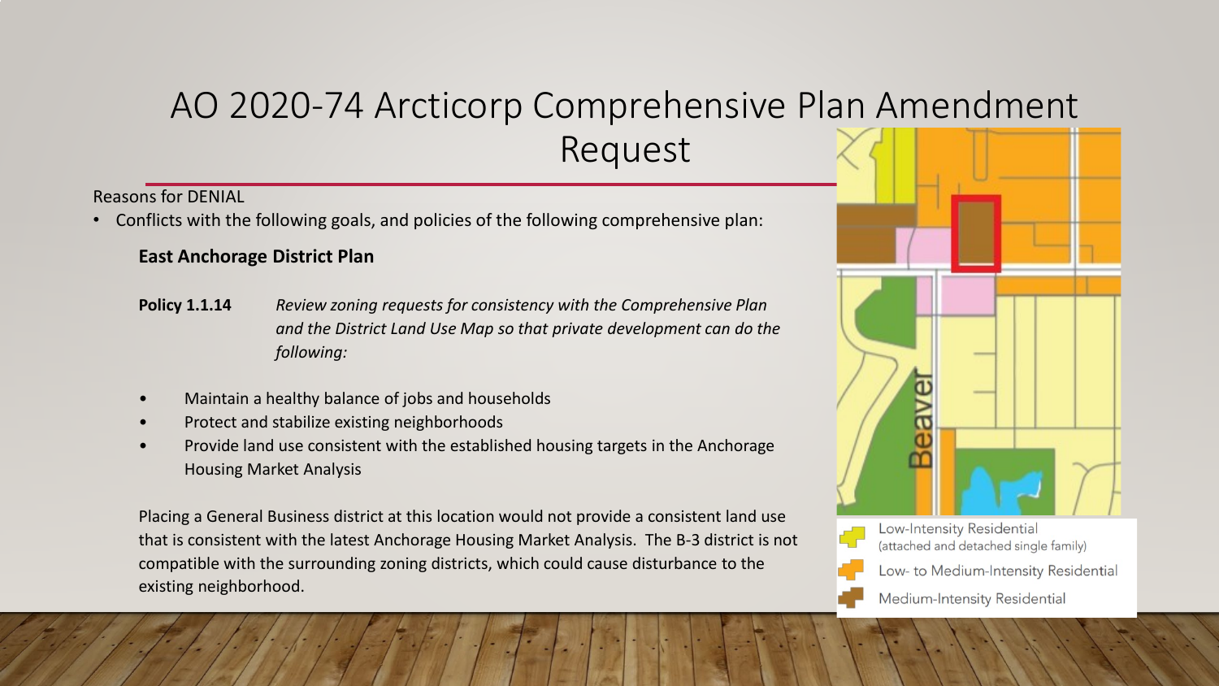# AO 2020-74 Arcticorp Comprehensive Plan Amendment Request

Reasons for DENIAL

- Conflicts with the following goals, and policies of the following comprehensive plan:

**East Anchorage District Plan**

**Policy 1.1.14** *Review zoning requests for consistency with the Comprehensive Plan and the District Land Use Map so that private development can do the following:*

- Maintain a healthy balance of jobs and households
- Protect and stabilize existing neighborhoods
- Provide land use consistent with the established housing targets in the Anchorage Housing Market Analysis

Placing a General Business district at this location would not provide a consistent land use that is consistent with the latest Anchorage Housing Market Analysis. The B-3 district is not compatible with the surrounding zoning districts, which could cause disturbance to the existing neighborhood.

Beaver

- Low-Intensity Residential (attached and detached single family)
- Low- to Medium-Intensity Residential
- Medium-Intensity Residential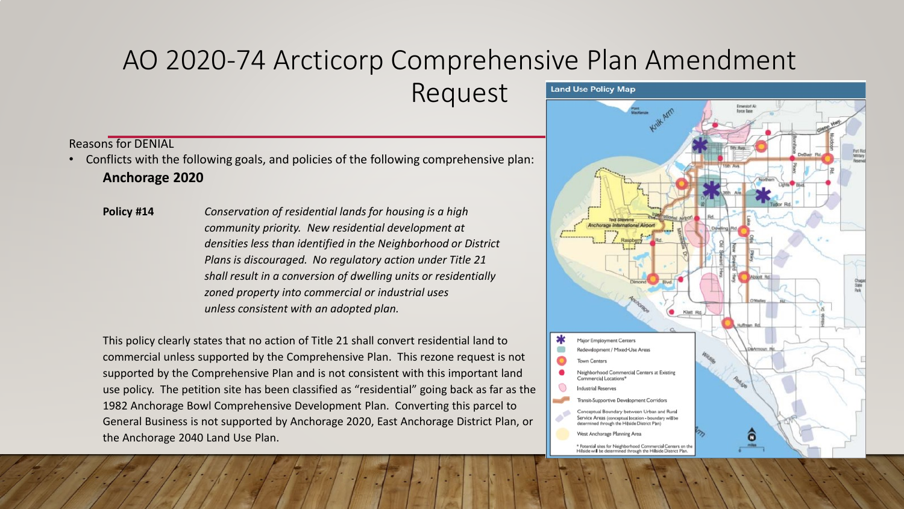# AO 2020-74 Arcticorp Comprehensive Plan Amendment Request

Reasons for DENIAL

- Conflicts with the following goals, and policies of the following comprehensive plan:

**Anchorage 2020**

**Policy #14** *Conservation of residential lands for housing is a high community priority. New residential development at densities less than identified in the Neighborhood or District Plans is discouraged. No regulatory action under Title 21 shall result in a conversion of dwelling units or residentially zoned property into commercial or industrial uses unless consistent with an adopted plan.*

This policy clearly states that no action of Title 21 shall convert residential land to commercial unless supported by the Comprehensive Plan. This rezone request is not supported by the Comprehensive Plan and is not consistent with this important land use policy. The petition site has been classified as "residential" going back as far as the 1982 Anchorage Bowl Comprehensive Development Plan. Converting this parcel to General Business is not supported by Anchorage 2020, East Anchorage District Plan, or the Anchorage 2040 Land Use Plan.

**Land Use Policy Map**

- Major Employment Centers
- Redevelopment / Mixed-Use Areas
- Town Centers
- Neighborhood Commercial Centers at Existing Commercial Locations*
- Industrial Reserves
- Transit-Supportive Development Corridors
- Conceptual Boundary between Urban and Rural Service Areas (conceptual location - boundary will be determined through the Hillside District Plan)
- West Anchorage Planning Area

\* Potential sites for Neighborhood Commercial Centers on the Hillside will be determined through the Hillside District Plan.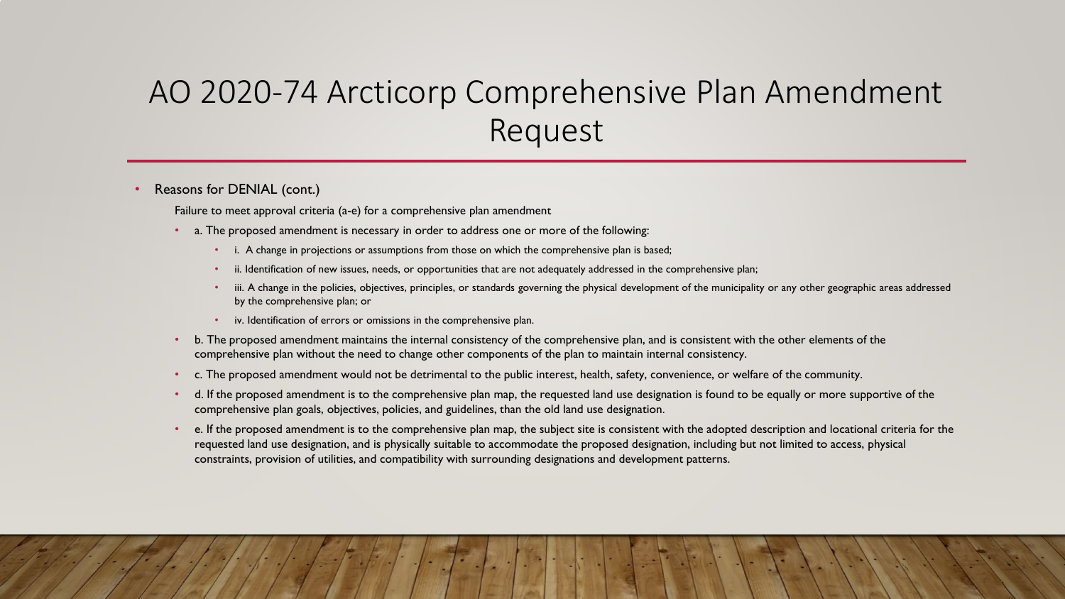# AO 2020-74 Arcticorp Comprehensive Plan Amendment Request

- Reasons for DENIAL (cont.)

  Failure to meet approval criteria (a-e) for a comprehensive plan amendment

  - a. The proposed amendment is necessary in order to address one or more of the following:
    - i. A change in projections or assumptions from those on which the comprehensive plan is based;
    - ii. Identification of new issues, needs, or opportunities that are not adequately addressed in the comprehensive plan;
    - iii. A change in the policies, objectives, principles, or standards governing the physical development of the municipality or any other geographic areas addressed by the comprehensive plan; or
    - iv. Identification of errors or omissions in the comprehensive plan.
  - b. The proposed amendment maintains the internal consistency of the comprehensive plan, and is consistent with the other elements of the comprehensive plan without the need to change other components of the plan to maintain internal consistency.
  - c. The proposed amendment would not be detrimental to the public interest, health, safety, convenience, or welfare of the community.
  - d. If the proposed amendment is to the comprehensive plan map, the requested land use designation is found to be equally or more supportive of the comprehensive plan goals, objectives, policies, and guidelines, than the old land use designation.
  - e. If the proposed amendment is to the comprehensive plan map, the subject site is consistent with the adopted description and locational criteria for the requested land use designation, and is physically suitable to accommodate the proposed designation, including but not limited to access, physical constraints, provision of utilities, and compatibility with surrounding designations and development patterns.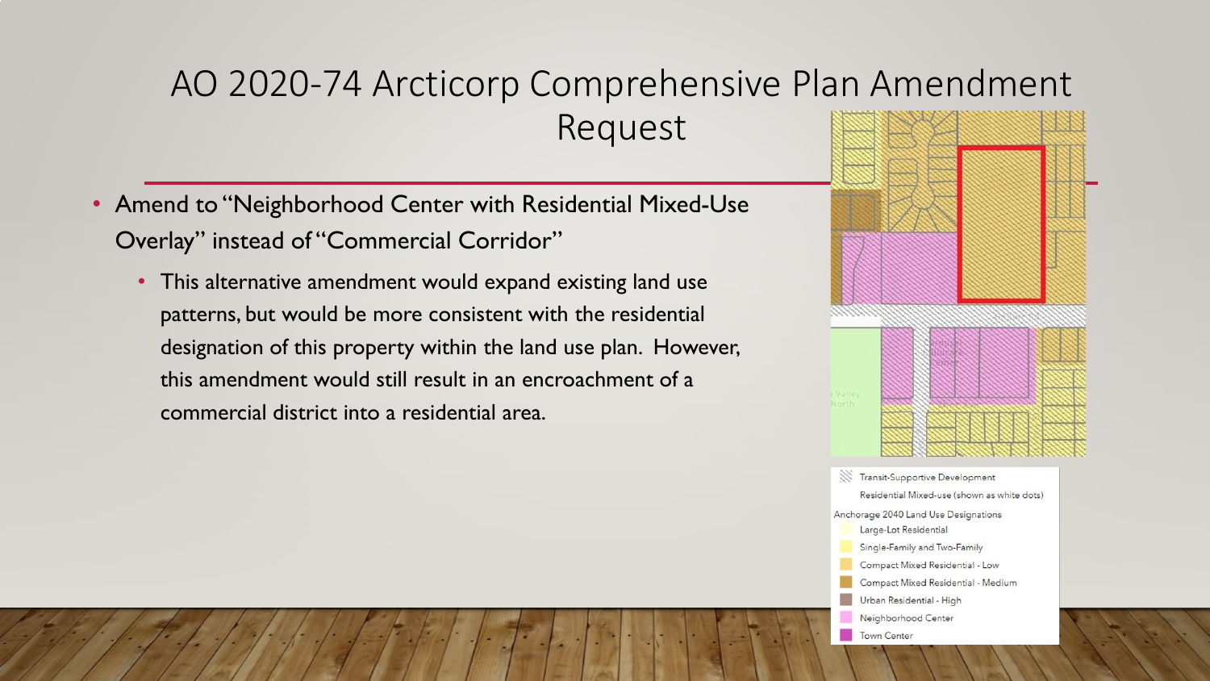# AO 2020-74 Arcticorp Comprehensive Plan Amendment Request

- Amend to "Neighborhood Center with Residential Mixed-Use Overlay" instead of "Commercial Corridor"
  - This alternative amendment would expand existing land use patterns, but would be more consistent with the residential designation of this property within the land use plan. However, this amendment would still result in an encroachment of a commercial district into a residential area.

Transit-Supportive Development

Residential Mixed-use (shown as white dots)

Anchorage 2040 Land Use Designations

- Large-Lot Residential
- Single-Family and Two-Family
- Compact Mixed Residential - Low
- Compact Mixed Residential - Medium
- Urban Residential - High
- Neighborhood Center
- Town Center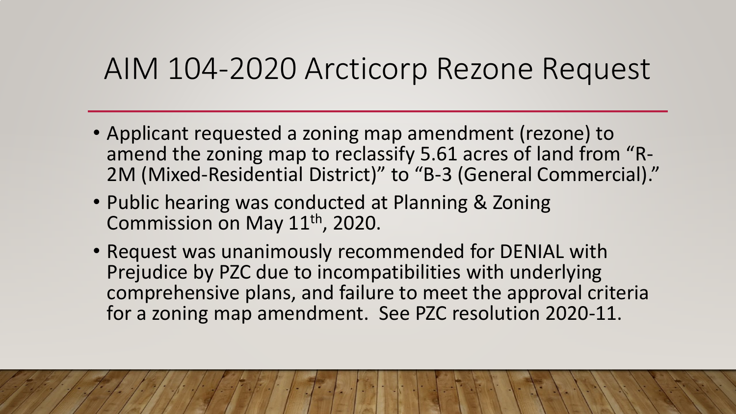# AIM 104-2020 Arcticorp Rezone Request

- Applicant requested a zoning map amendment (rezone) to amend the zoning map to reclassify 5.61 acres of land from "R-2M (Mixed-Residential District)" to "B-3 (General Commercial)."
- Public hearing was conducted at Planning & Zoning Commission on May 11th, 2020.
- Request was unanimously recommended for DENIAL with Prejudice by PZC due to incompatibilities with underlying comprehensive plans, and failure to meet the approval criteria for a zoning map amendment. See PZC resolution 2020-11.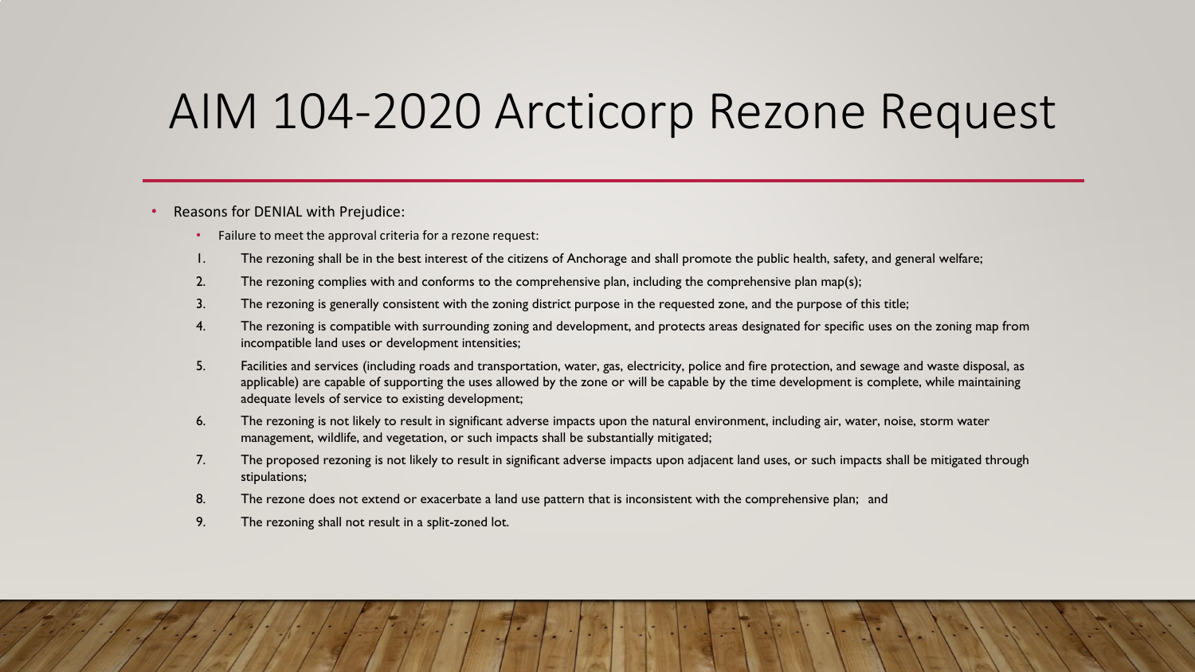# AIM 104-2020 Arcticorp Rezone Request

- Reasons for DENIAL with Prejudice:
  - Failure to meet the approval criteria for a rezone request:

1. The rezoning shall be in the best interest of the citizens of Anchorage and shall promote the public health, safety, and general welfare;
2. The rezoning complies with and conforms to the comprehensive plan, including the comprehensive plan map(s);
3. The rezoning is generally consistent with the zoning district purpose in the requested zone, and the purpose of this title;
4. The rezoning is compatible with surrounding zoning and development, and protects areas designated for specific uses on the zoning map from incompatible land uses or development intensities;
5. Facilities and services (including roads and transportation, water, gas, electricity, police and fire protection, and sewage and waste disposal, as applicable) are capable of supporting the uses allowed by the zone or will be capable by the time development is complete, while maintaining adequate levels of service to existing development;
6. The rezoning is not likely to result in significant adverse impacts upon the natural environment, including air, water, noise, storm water management, wildlife, and vegetation, or such impacts shall be substantially mitigated;
7. The proposed rezoning is not likely to result in significant adverse impacts upon adjacent land uses, or such impacts shall be mitigated through stipulations;
8. The rezone does not extend or exacerbate a land use pattern that is inconsistent with the comprehensive plan; and
9. The rezoning shall not result in a split-zoned lot.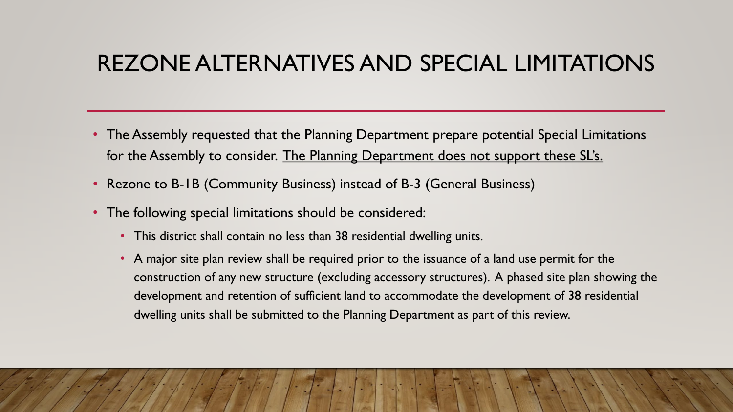# REZONE ALTERNATIVES AND SPECIAL LIMITATIONS

- The Assembly requested that the Planning Department prepare potential Special Limitations for the Assembly to consider. <u>The Planning Department does not support these SL's.</u>
- Rezone to B-1B (Community Business) instead of B-3 (General Business)
- The following special limitations should be considered:
  - This district shall contain no less than 38 residential dwelling units.
  - A major site plan review shall be required prior to the issuance of a land use permit for the construction of any new structure (excluding accessory structures). A phased site plan showing the development and retention of sufficient land to accommodate the development of 38 residential dwelling units shall be submitted to the Planning Department as part of this review.